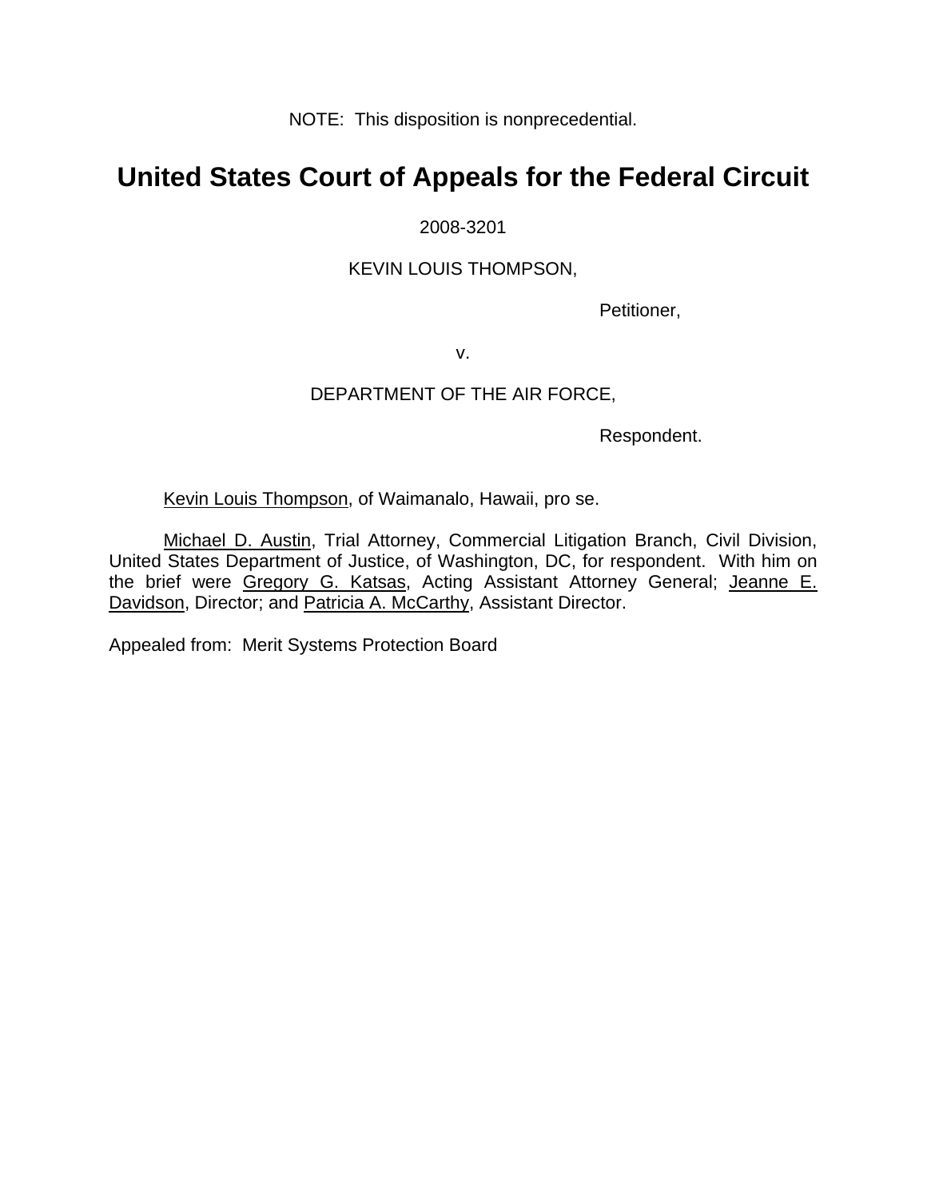NOTE: This disposition is nonprecedential.

# United States Court of Appeals for the Federal Circuit

2008-3201

KEVIN LOUIS THOMPSON,

Petitioner,

v.

DEPARTMENT OF THE AIR FORCE,

Respondent.

Kevin Louis Thompson, of Waimanalo, Hawaii, pro se.

Michael D. Austin, Trial Attorney, Commercial Litigation Branch, Civil Division, United States Department of Justice, of Washington, DC, for respondent. With him on the brief were Gregory G. Katsas, Acting Assistant Attorney General; Jeanne E. Davidson, Director; and Patricia A. McCarthy, Assistant Director.

Appealed from: Merit Systems Protection Board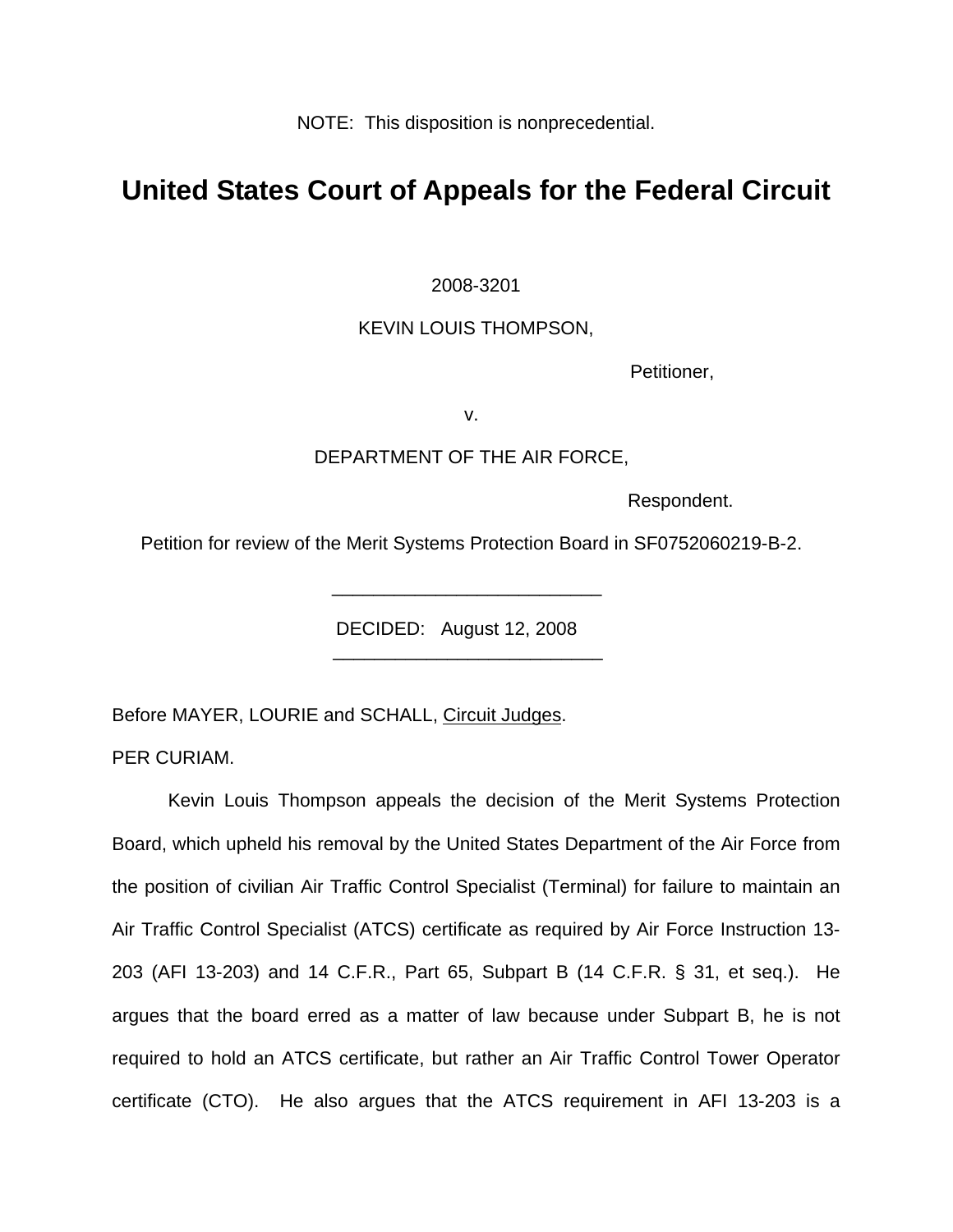NOTE: This disposition is nonprecedential.

# United States Court of Appeals for the Federal Circuit

2008-3201

KEVIN LOUIS THOMPSON,

Petitioner,

v.

DEPARTMENT OF THE AIR FORCE,

Respondent.

Petition for review of the Merit Systems Protection Board in SF0752060219-B-2.

---

DECIDED: August 12, 2008

---

Before MAYER, LOURIE and SCHALL, Circuit Judges.

PER CURIAM.

Kevin Louis Thompson appeals the decision of the Merit Systems Protection Board, which upheld his removal by the United States Department of the Air Force from the position of civilian Air Traffic Control Specialist (Terminal) for failure to maintain an Air Traffic Control Specialist (ATCS) certificate as required by Air Force Instruction 13-203 (AFI 13-203) and 14 C.F.R., Part 65, Subpart B (14 C.F.R. § 31, et seq.). He argues that the board erred as a matter of law because under Subpart B, he is not required to hold an ATCS certificate, but rather an Air Traffic Control Tower Operator certificate (CTO). He also argues that the ATCS requirement in AFI 13-203 is a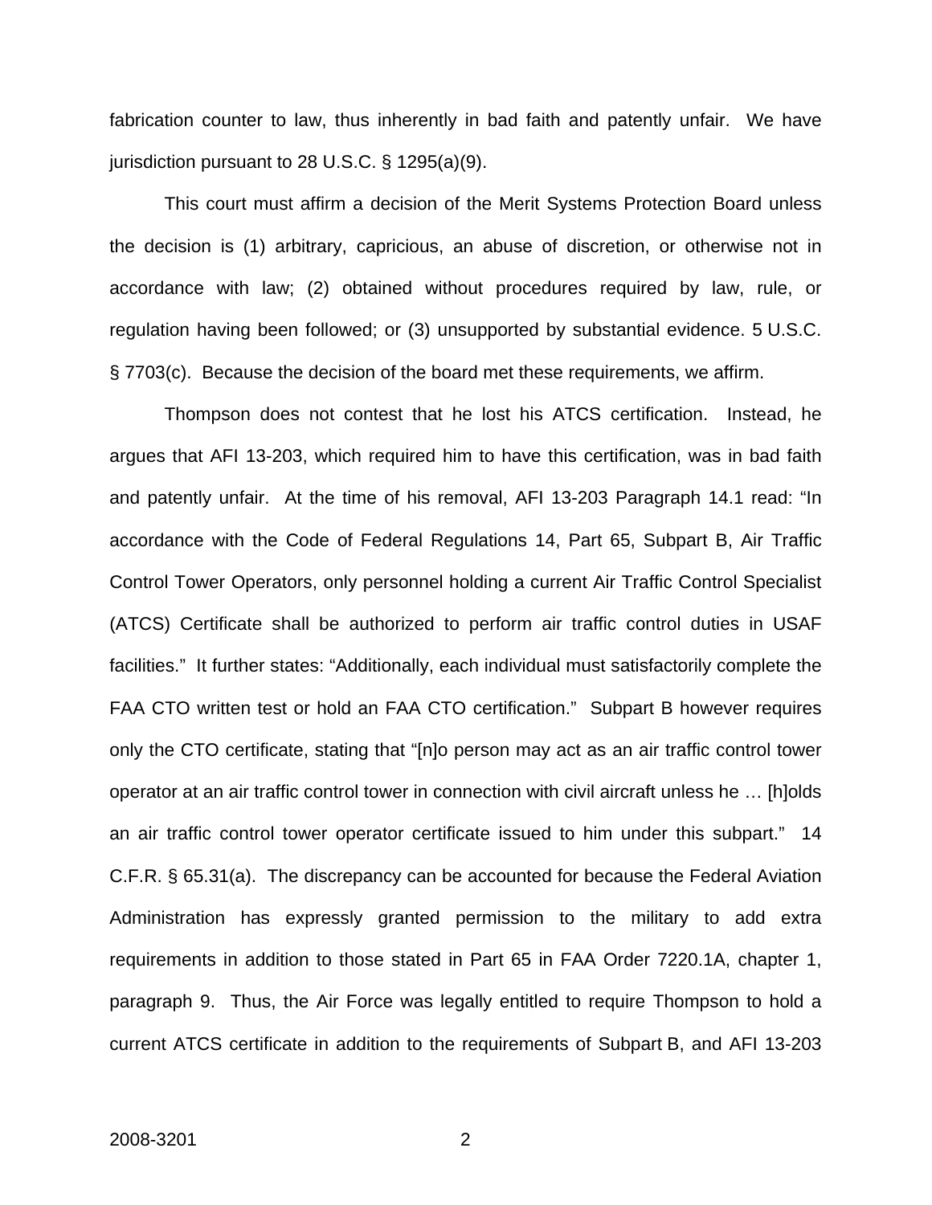fabrication counter to law, thus inherently in bad faith and patently unfair. We have jurisdiction pursuant to 28 U.S.C. § 1295(a)(9).

This court must affirm a decision of the Merit Systems Protection Board unless the decision is (1) arbitrary, capricious, an abuse of discretion, or otherwise not in accordance with law; (2) obtained without procedures required by law, rule, or regulation having been followed; or (3) unsupported by substantial evidence. 5 U.S.C. § 7703(c). Because the decision of the board met these requirements, we affirm.

Thompson does not contest that he lost his ATCS certification. Instead, he argues that AFI 13-203, which required him to have this certification, was in bad faith and patently unfair. At the time of his removal, AFI 13-203 Paragraph 14.1 read: "In accordance with the Code of Federal Regulations 14, Part 65, Subpart B, Air Traffic Control Tower Operators, only personnel holding a current Air Traffic Control Specialist (ATCS) Certificate shall be authorized to perform air traffic control duties in USAF facilities." It further states: "Additionally, each individual must satisfactorily complete the FAA CTO written test or hold an FAA CTO certification." Subpart B however requires only the CTO certificate, stating that "[n]o person may act as an air traffic control tower operator at an air traffic control tower in connection with civil aircraft unless he … [h]olds an air traffic control tower operator certificate issued to him under this subpart." 14 C.F.R. § 65.31(a). The discrepancy can be accounted for because the Federal Aviation Administration has expressly granted permission to the military to add extra requirements in addition to those stated in Part 65 in FAA Order 7220.1A, chapter 1, paragraph 9. Thus, the Air Force was legally entitled to require Thompson to hold a current ATCS certificate in addition to the requirements of Subpart B, and AFI 13-203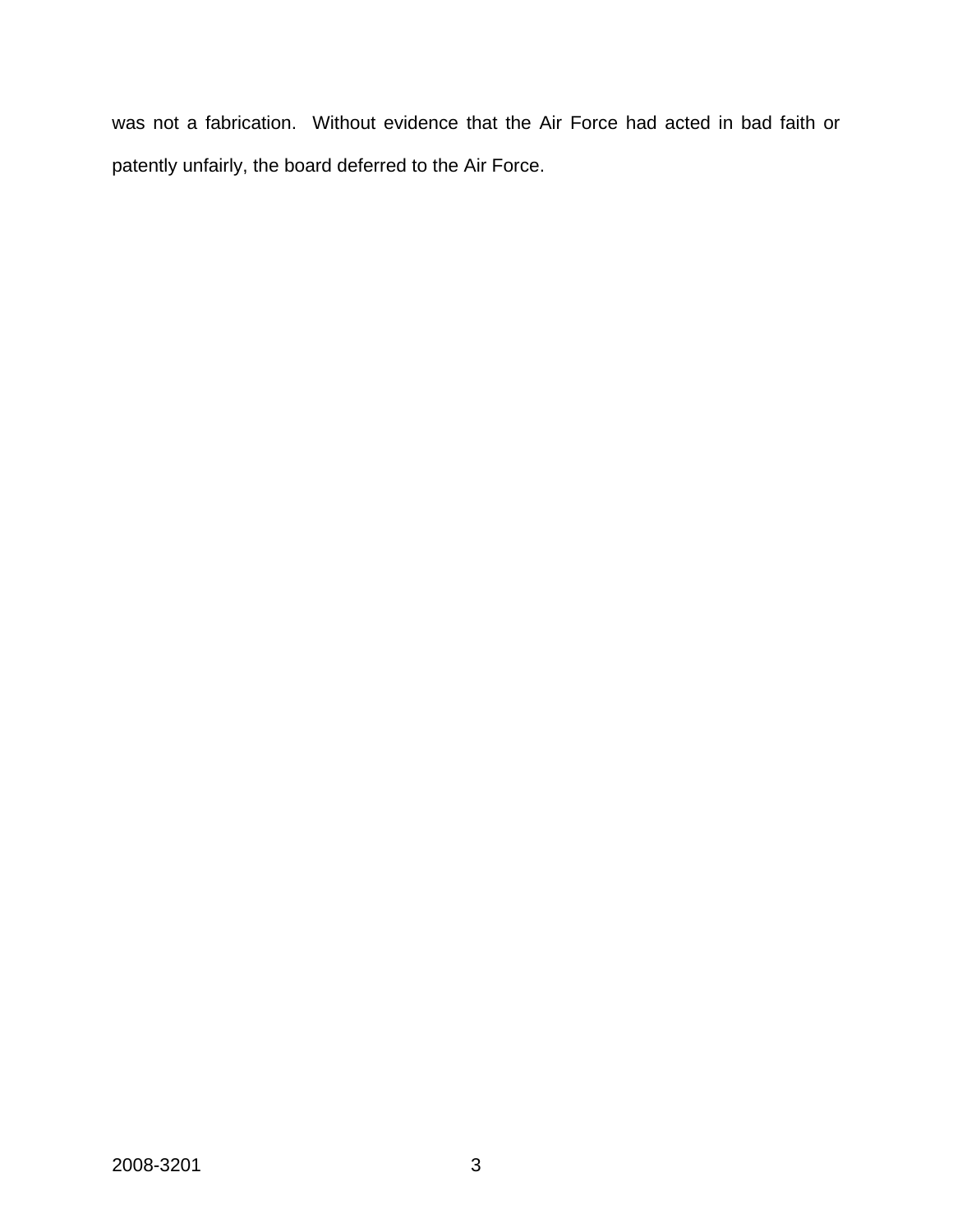was not a fabrication. Without evidence that the Air Force had acted in bad faith or patently unfairly, the board deferred to the Air Force.